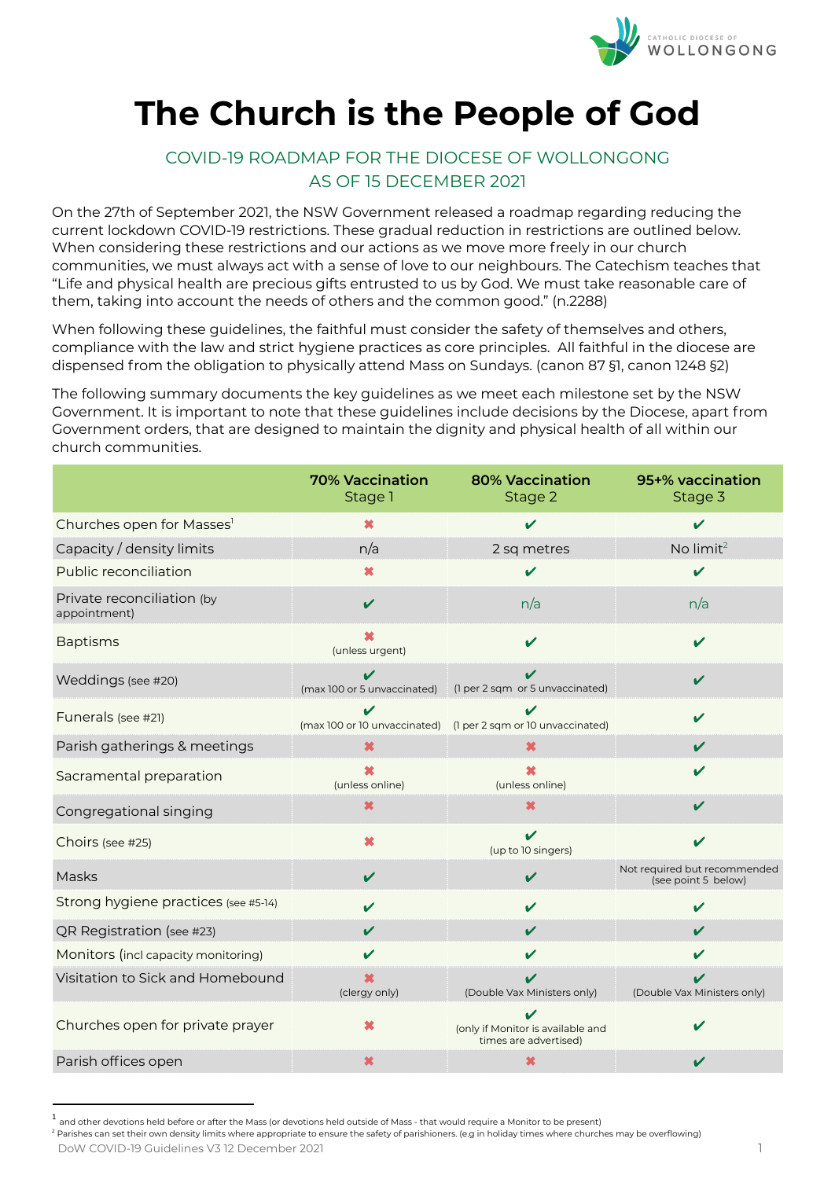# The Church is the People of God

## COVID-19 ROADMAP FOR THE DIOCESE OF WOLLONGONG AS OF 15 DECEMBER 2021

On the 27th of September 2021, the NSW Government released a roadmap regarding reducing the current lockdown COVID-19 restrictions. These gradual reduction in restrictions are outlined below. When considering these restrictions and our actions as we move more freely in our church communities, we must always act with a sense of love to our neighbours. The Catechism teaches that "Life and physical health are precious gifts entrusted to us by God. We must take reasonable care of them, taking into account the needs of others and the common good." (n.2288)

When following these guidelines, the faithful must consider the safety of themselves and others, compliance with the law and strict hygiene practices as core principles. All faithful in the diocese are dispensed from the obligation to physically attend Mass on Sundays. (canon 87 §1, canon 1248 §2)

The following summary documents the key guidelines as we meet each milestone set by the NSW Government. It is important to note that these guidelines include decisions by the Diocese, apart from Government orders, that are designed to maintain the dignity and physical health of all within our church communities.

| | **70% Vaccination** Stage 1 | **80% Vaccination** Stage 2 | **95+% vaccination** Stage 3 |
|---|---|---|---|
| Churches open for Masses[1] | ✖ | ✔ | ✔ |
| Capacity / density limits | n/a | 2 sq metres | No limit[2] |
| Public reconciliation | ✖ | ✔ | ✔ |
| Private reconciliation (by appointment) | ✔ | n/a | n/a |
| Baptisms | ✖ (unless urgent) | ✔ | ✔ |
| Weddings (see #20) | ✔ (max 100 or 5 unvaccinated) | ✔ (1 per 2 sqm or 5 unvaccinated) | ✔ |
| Funerals (see #21) | ✔ (max 100 or 10 unvaccinated) | ✔ (1 per 2 sqm or 10 unvaccinated) | ✔ |
| Parish gatherings & meetings | ✖ | ✖ | ✔ |
| Sacramental preparation | ✖ (unless online) | ✖ (unless online) | ✔ |
| Congregational singing | ✖ | ✖ | ✔ |
| Choirs (see #25) | ✖ | ✔ (up to 10 singers) | ✔ |
| Masks | ✔ | ✔ | Not required but recommended (see point 5 below) |
| Strong hygiene practices (see #5-14) | ✔ | ✔ | ✔ |
| QR Registration (see #23) | ✔ | ✔ | ✔ |
| Monitors (incl capacity monitoring) | ✔ | ✔ | ✔ |
| Visitation to Sick and Homebound | ✖ (clergy only) | ✔ (Double Vax Ministers only) | ✔ (Double Vax Ministers only) |
| Churches open for private prayer | ✖ | ✔ (only if Monitor is available and times are advertised) | ✔ |
| Parish offices open | ✖ | ✖ | ✔ |

[1] and other devotions held before or after the Mass (or devotions held outside of Mass - that would require a Monitor to be present)

[2] Parishes can set their own density limits where appropriate to ensure the safety of parishioners. (e.g in holiday times where churches may be overflowing)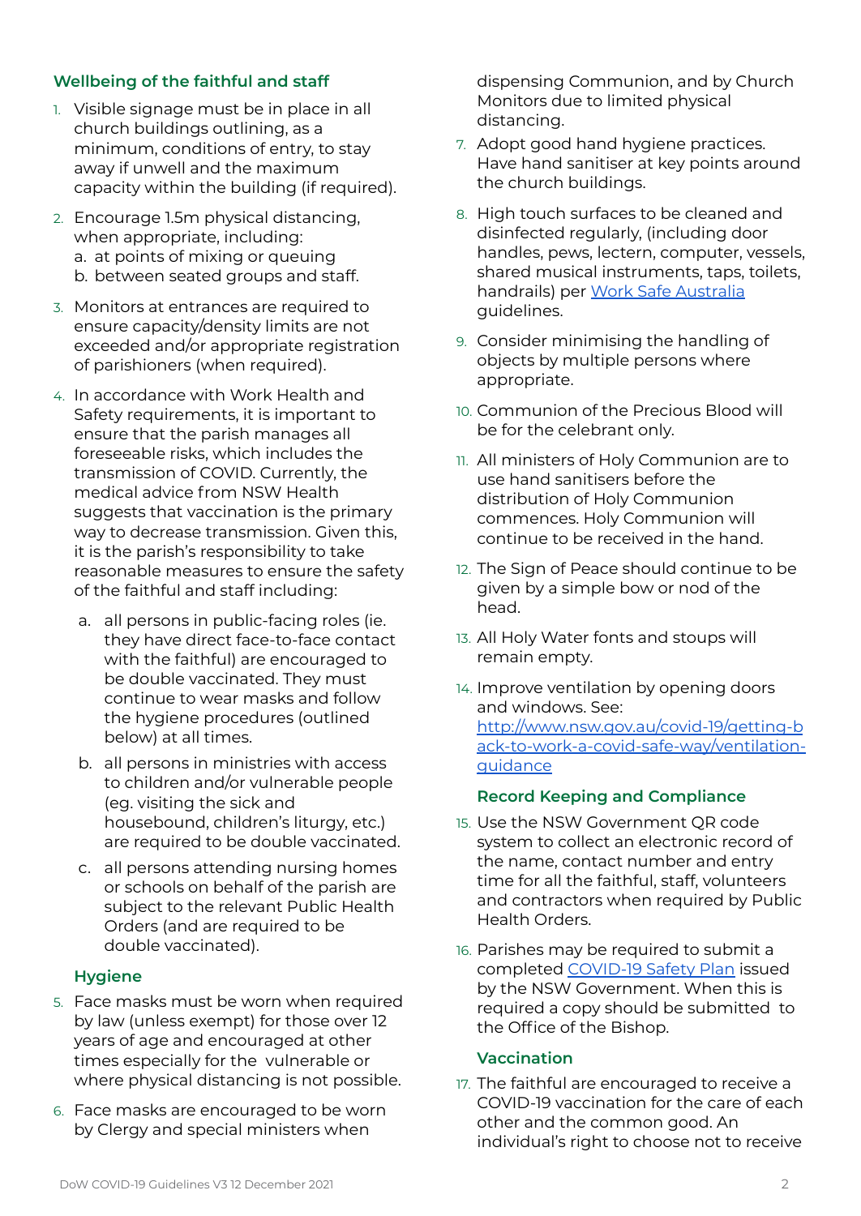## Wellbeing of the faithful and staff

1. Visible signage must be in place in all church buildings outlining, as a minimum, conditions of entry, to stay away if unwell and the maximum capacity within the building (if required).
2. Encourage 1.5m physical distancing, when appropriate, including:
   a. at points of mixing or queuing
   b. between seated groups and staff.
3. Monitors at entrances are required to ensure capacity/density limits are not exceeded and/or appropriate registration of parishioners (when required).
4. In accordance with Work Health and Safety requirements, it is important to ensure that the parish manages all foreseeable risks, which includes the transmission of COVID. Currently, the medical advice from NSW Health suggests that vaccination is the primary way to decrease transmission. Given this, it is the parish's responsibility to take reasonable measures to ensure the safety of the faithful and staff including:
   a. all persons in public-facing roles (ie. they have direct face-to-face contact with the faithful) are encouraged to be double vaccinated. They must continue to wear masks and follow the hygiene procedures (outlined below) at all times.
   b. all persons in ministries with access to children and/or vulnerable people (eg. visiting the sick and housebound, children's liturgy, etc.) are required to be double vaccinated.
   c. all persons attending nursing homes or schools on behalf of the parish are subject to the relevant Public Health Orders (and are required to be double vaccinated).

### Hygiene

5. Face masks must be worn when required by law (unless exempt) for those over 12 years of age and encouraged at other times especially for the vulnerable or where physical distancing is not possible.
6. Face masks are encouraged to be worn by Clergy and special ministers when dispensing Communion, and by Church Monitors due to limited physical distancing.
7. Adopt good hand hygiene practices. Have hand sanitiser at key points around the church buildings.
8. High touch surfaces to be cleaned and disinfected regularly, (including door handles, pews, lectern, computer, vessels, shared musical instruments, taps, toilets, handrails) per Work Safe Australia guidelines.
9. Consider minimising the handling of objects by multiple persons where appropriate.
10. Communion of the Precious Blood will be for the celebrant only.
11. All ministers of Holy Communion are to use hand sanitisers before the distribution of Holy Communion commences. Holy Communion will continue to be received in the hand.
12. The Sign of Peace should continue to be given by a simple bow or nod of the head.
13. All Holy Water fonts and stoups will remain empty.
14. Improve ventilation by opening doors and windows. See: http://www.nsw.gov.au/covid-19/getting-back-to-work-a-covid-safe-way/ventilation-guidance

### Record Keeping and Compliance

15. Use the NSW Government QR code system to collect an electronic record of the name, contact number and entry time for all the faithful, staff, volunteers and contractors when required by Public Health Orders.
16. Parishes may be required to submit a completed COVID-19 Safety Plan issued by the NSW Government. When this is required a copy should be submitted to the Office of the Bishop.

### Vaccination

17. The faithful are encouraged to receive a COVID-19 vaccination for the care of each other and the common good. An individual's right to choose not to receive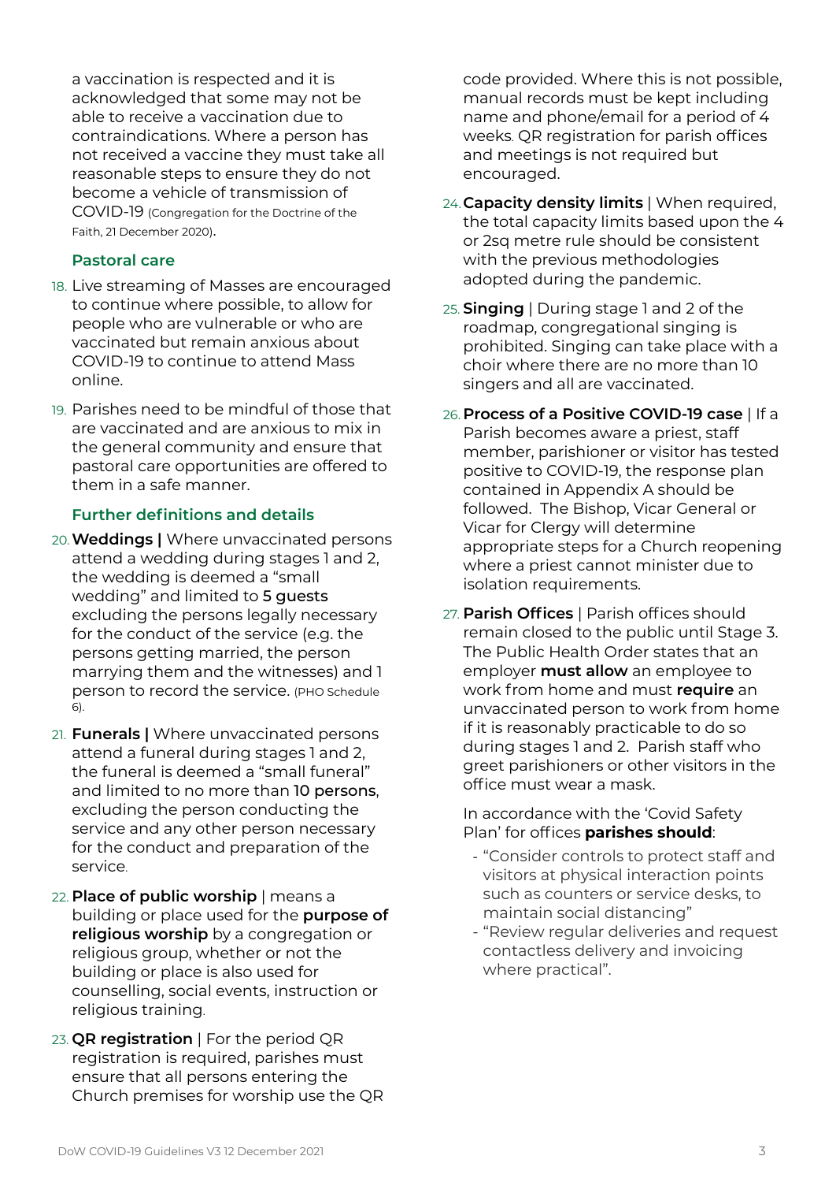a vaccination is respected and it is acknowledged that some may not be able to receive a vaccination due to contraindications. Where a person has not received a vaccine they must take all reasonable steps to ensure they do not become a vehicle of transmission of COVID-19 (Congregation for the Doctrine of the Faith, 21 December 2020).

### Pastoral care

18. Live streaming of Masses are encouraged to continue where possible, to allow for people who are vulnerable or who are vaccinated but remain anxious about COVID-19 to continue to attend Mass online.

19. Parishes need to be mindful of those that are vaccinated and are anxious to mix in the general community and ensure that pastoral care opportunities are offered to them in a safe manner.

### Further definitions and details

20. **Weddings |** Where unvaccinated persons attend a wedding during stages 1 and 2, the wedding is deemed a "small wedding" and limited to 5 guests excluding the persons legally necessary for the conduct of the service (e.g. the persons getting married, the person marrying them and the witnesses) and 1 person to record the service. (PHO Schedule 6).

21. **Funerals |** Where unvaccinated persons attend a funeral during stages 1 and 2, the funeral is deemed a "small funeral" and limited to no more than 10 persons, excluding the person conducting the service and any other person necessary for the conduct and preparation of the service.

22. **Place of public worship** | means a building or place used for the **purpose of religious worship** by a congregation or religious group, whether or not the building or place is also used for counselling, social events, instruction or religious training.

23. **QR registration** | For the period QR registration is required, parishes must ensure that all persons entering the Church premises for worship use the QR code provided. Where this is not possible, manual records must be kept including name and phone/email for a period of 4 weeks. QR registration for parish offices and meetings is not required but encouraged.

24. **Capacity density limits** | When required, the total capacity limits based upon the 4 or 2sq metre rule should be consistent with the previous methodologies adopted during the pandemic.

25. **Singing** | During stage 1 and 2 of the roadmap, congregational singing is prohibited. Singing can take place with a choir where there are no more than 10 singers and all are vaccinated.

26. **Process of a Positive COVID-19 case** | If a Parish becomes aware a priest, staff member, parishioner or visitor has tested positive to COVID-19, the response plan contained in Appendix A should be followed. The Bishop, Vicar General or Vicar for Clergy will determine appropriate steps for a Church reopening where a priest cannot minister due to isolation requirements.

27. **Parish Offices** | Parish offices should remain closed to the public until Stage 3. The Public Health Order states that an employer **must allow** an employee to work from home and must **require** an unvaccinated person to work from home if it is reasonably practicable to do so during stages 1 and 2. Parish staff who greet parishioners or other visitors in the office must wear a mask.

    In accordance with the 'Covid Safety Plan' for offices **parishes should**:

    - "Consider controls to protect staff and visitors at physical interaction points such as counters or service desks, to maintain social distancing"
    - "Review regular deliveries and request contactless delivery and invoicing where practical".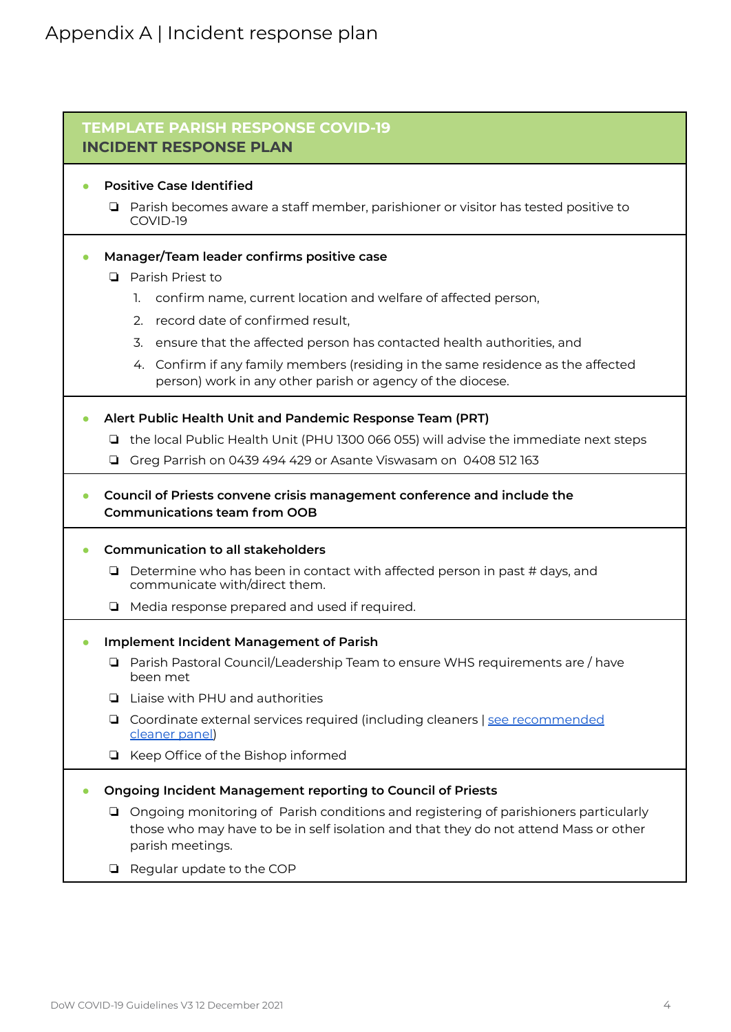# Appendix A | Incident response plan

## TEMPLATE PARISH RESPONSE COVID-19 INCIDENT RESPONSE PLAN

- **Positive Case Identified**
  - ❏ Parish becomes aware a staff member, parishioner or visitor has tested positive to COVID-19

- **Manager/Team leader confirms positive case**
  - ❏ Parish Priest to
    1. confirm name, current location and welfare of affected person,
    2. record date of confirmed result,
    3. ensure that the affected person has contacted health authorities, and
    4. Confirm if any family members (residing in the same residence as the affected person) work in any other parish or agency of the diocese.

- **Alert Public Health Unit and Pandemic Response Team (PRT)**
  - ❏ the local Public Health Unit (PHU 1300 066 055) will advise the immediate next steps
  - ❏ Greg Parrish on 0439 494 429 or Asante Viswasam on 0408 512 163

- **Council of Priests convene crisis management conference and include the Communications team from OOB**

- **Communication to all stakeholders**
  - ❏ Determine who has been in contact with affected person in past # days, and communicate with/direct them.
  - ❏ Media response prepared and used if required.

- **Implement Incident Management of Parish**
  - ❏ Parish Pastoral Council/Leadership Team to ensure WHS requirements are / have been met
  - ❏ Liaise with PHU and authorities
  - ❏ Coordinate external services required (including cleaners | see recommended cleaner panel)
  - ❏ Keep Office of the Bishop informed

- **Ongoing Incident Management reporting to Council of Priests**
  - ❏ Ongoing monitoring of Parish conditions and registering of parishioners particularly those who may have to be in self isolation and that they do not attend Mass or other parish meetings.
  - ❏ Regular update to the COP